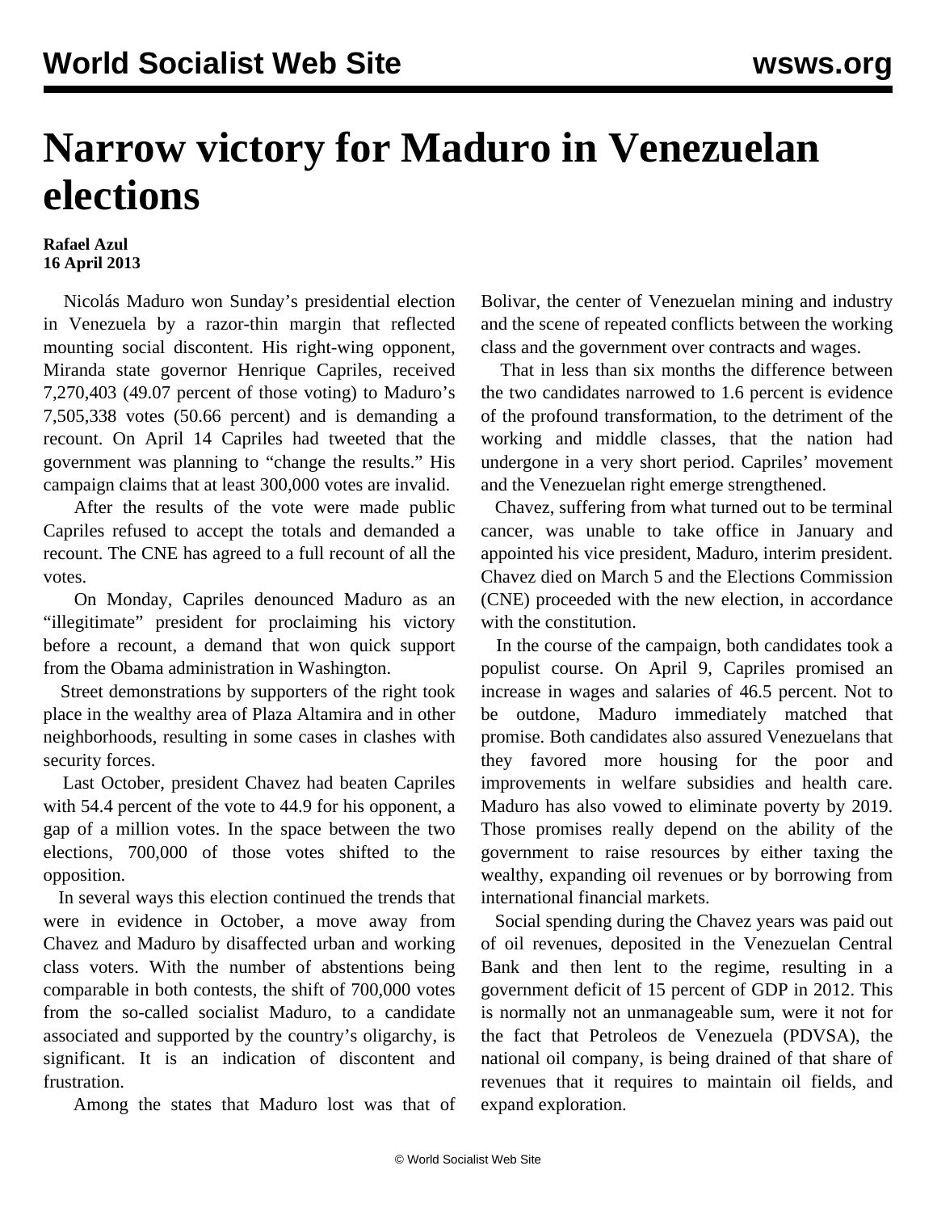# Narrow victory for Maduro in Venezuelan elections

**Rafael Azul**
**16 April 2013**

Nicolás Maduro won Sunday's presidential election in Venezuela by a razor-thin margin that reflected mounting social discontent. His right-wing opponent, Miranda state governor Henrique Capriles, received 7,270,403 (49.07 percent of those voting) to Maduro's 7,505,338 votes (50.66 percent) and is demanding a recount. On April 14 Capriles had tweeted that the government was planning to "change the results." His campaign claims that at least 300,000 votes are invalid.

After the results of the vote were made public Capriles refused to accept the totals and demanded a recount. The CNE has agreed to a full recount of all the votes.

On Monday, Capriles denounced Maduro as an "illegitimate" president for proclaiming his victory before a recount, a demand that won quick support from the Obama administration in Washington.

Street demonstrations by supporters of the right took place in the wealthy area of Plaza Altamira and in other neighborhoods, resulting in some cases in clashes with security forces.

Last October, president Chavez had beaten Capriles with 54.4 percent of the vote to 44.9 for his opponent, a gap of a million votes. In the space between the two elections, 700,000 of those votes shifted to the opposition.

In several ways this election continued the trends that were in evidence in October, a move away from Chavez and Maduro by disaffected urban and working class voters. With the number of abstentions being comparable in both contests, the shift of 700,000 votes from the so-called socialist Maduro, to a candidate associated and supported by the country's oligarchy, is significant. It is an indication of discontent and frustration.

Among the states that Maduro lost was that of Bolivar, the center of Venezuelan mining and industry and the scene of repeated conflicts between the working class and the government over contracts and wages.

That in less than six months the difference between the two candidates narrowed to 1.6 percent is evidence of the profound transformation, to the detriment of the working and middle classes, that the nation had undergone in a very short period. Capriles' movement and the Venezuelan right emerge strengthened.

Chavez, suffering from what turned out to be terminal cancer, was unable to take office in January and appointed his vice president, Maduro, interim president. Chavez died on March 5 and the Elections Commission (CNE) proceeded with the new election, in accordance with the constitution.

In the course of the campaign, both candidates took a populist course. On April 9, Capriles promised an increase in wages and salaries of 46.5 percent. Not to be outdone, Maduro immediately matched that promise. Both candidates also assured Venezuelans that they favored more housing for the poor and improvements in welfare subsidies and health care. Maduro has also vowed to eliminate poverty by 2019. Those promises really depend on the ability of the government to raise resources by either taxing the wealthy, expanding oil revenues or by borrowing from international financial markets.

Social spending during the Chavez years was paid out of oil revenues, deposited in the Venezuelan Central Bank and then lent to the regime, resulting in a government deficit of 15 percent of GDP in 2012. This is normally not an unmanageable sum, were it not for the fact that Petroleos de Venezuela (PDVSA), the national oil company, is being drained of that share of revenues that it requires to maintain oil fields, and expand exploration.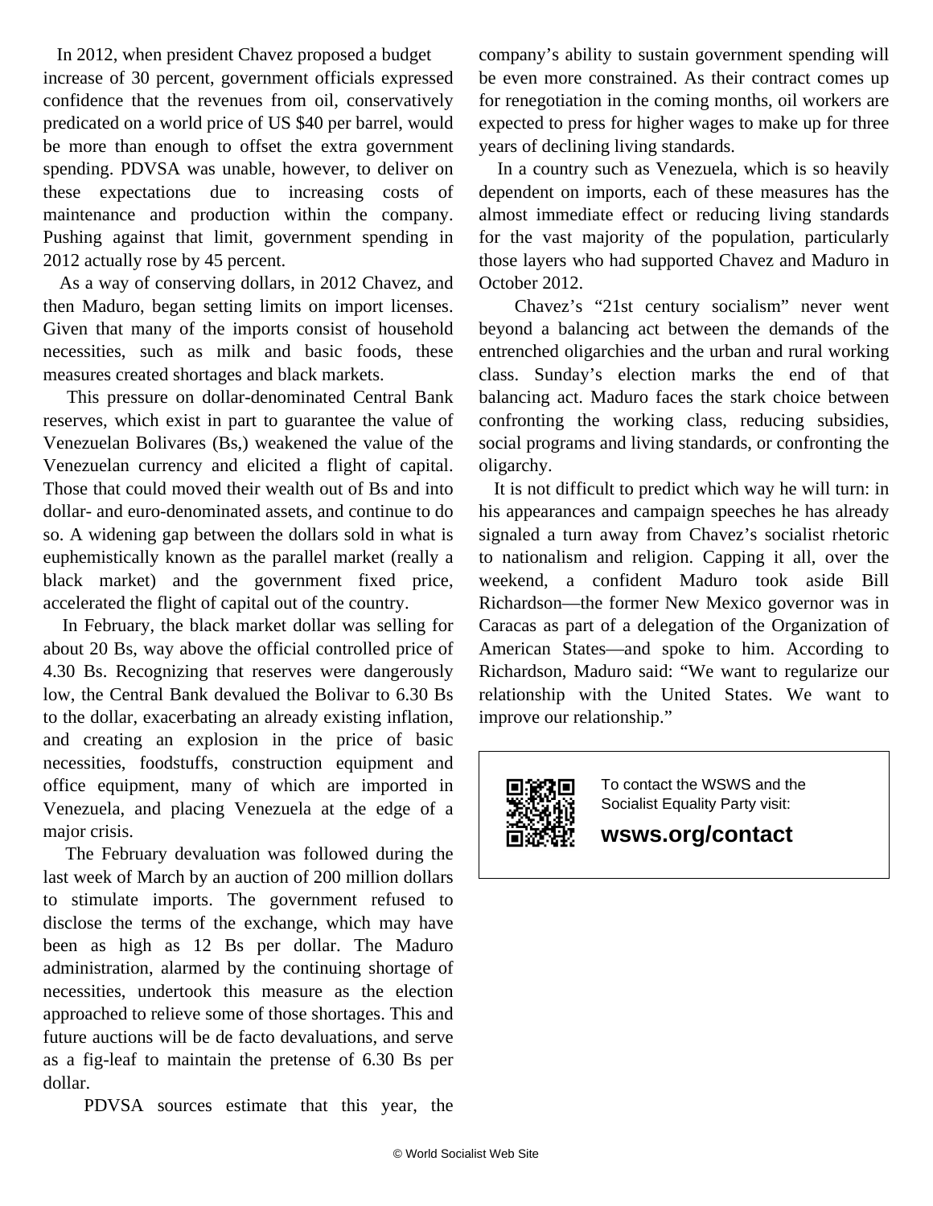In 2012, when president Chavez proposed a budget increase of 30 percent, government officials expressed confidence that the revenues from oil, conservatively predicated on a world price of US $40 per barrel, would be more than enough to offset the extra government spending. PDVSA was unable, however, to deliver on these expectations due to increasing costs of maintenance and production within the company. Pushing against that limit, government spending in 2012 actually rose by 45 percent.

As a way of conserving dollars, in 2012 Chavez, and then Maduro, began setting limits on import licenses. Given that many of the imports consist of household necessities, such as milk and basic foods, these measures created shortages and black markets.

This pressure on dollar-denominated Central Bank reserves, which exist in part to guarantee the value of Venezuelan Bolivares (Bs,) weakened the value of the Venezuelan currency and elicited a flight of capital. Those that could moved their wealth out of Bs and into dollar- and euro-denominated assets, and continue to do so. A widening gap between the dollars sold in what is euphemistically known as the parallel market (really a black market) and the government fixed price, accelerated the flight of capital out of the country.

In February, the black market dollar was selling for about 20 Bs, way above the official controlled price of 4.30 Bs. Recognizing that reserves were dangerously low, the Central Bank devalued the Bolivar to 6.30 Bs to the dollar, exacerbating an already existing inflation, and creating an explosion in the price of basic necessities, foodstuffs, construction equipment and office equipment, many of which are imported in Venezuela, and placing Venezuela at the edge of a major crisis.

The February devaluation was followed during the last week of March by an auction of 200 million dollars to stimulate imports. The government refused to disclose the terms of the exchange, which may have been as high as 12 Bs per dollar. The Maduro administration, alarmed by the continuing shortage of necessities, undertook this measure as the election approached to relieve some of those shortages. This and future auctions will be de facto devaluations, and serve as a fig-leaf to maintain the pretense of 6.30 Bs per dollar.

PDVSA sources estimate that this year, the company's ability to sustain government spending will be even more constrained. As their contract comes up for renegotiation in the coming months, oil workers are expected to press for higher wages to make up for three years of declining living standards.

In a country such as Venezuela, which is so heavily dependent on imports, each of these measures has the almost immediate effect or reducing living standards for the vast majority of the population, particularly those layers who had supported Chavez and Maduro in October 2012.

Chavez's "21st century socialism" never went beyond a balancing act between the demands of the entrenched oligarchies and the urban and rural working class. Sunday's election marks the end of that balancing act. Maduro faces the stark choice between confronting the working class, reducing subsidies, social programs and living standards, or confronting the oligarchy.

It is not difficult to predict which way he will turn: in his appearances and campaign speeches he has already signaled a turn away from Chavez's socialist rhetoric to nationalism and religion. Capping it all, over the weekend, a confident Maduro took aside Bill Richardson—the former New Mexico governor was in Caracas as part of a delegation of the Organization of American States—and spoke to him. According to Richardson, Maduro said: "We want to regularize our relationship with the United States. We want to improve our relationship."

To contact the WSWS and the Socialist Equality Party visit:

**wsws.org/contact**